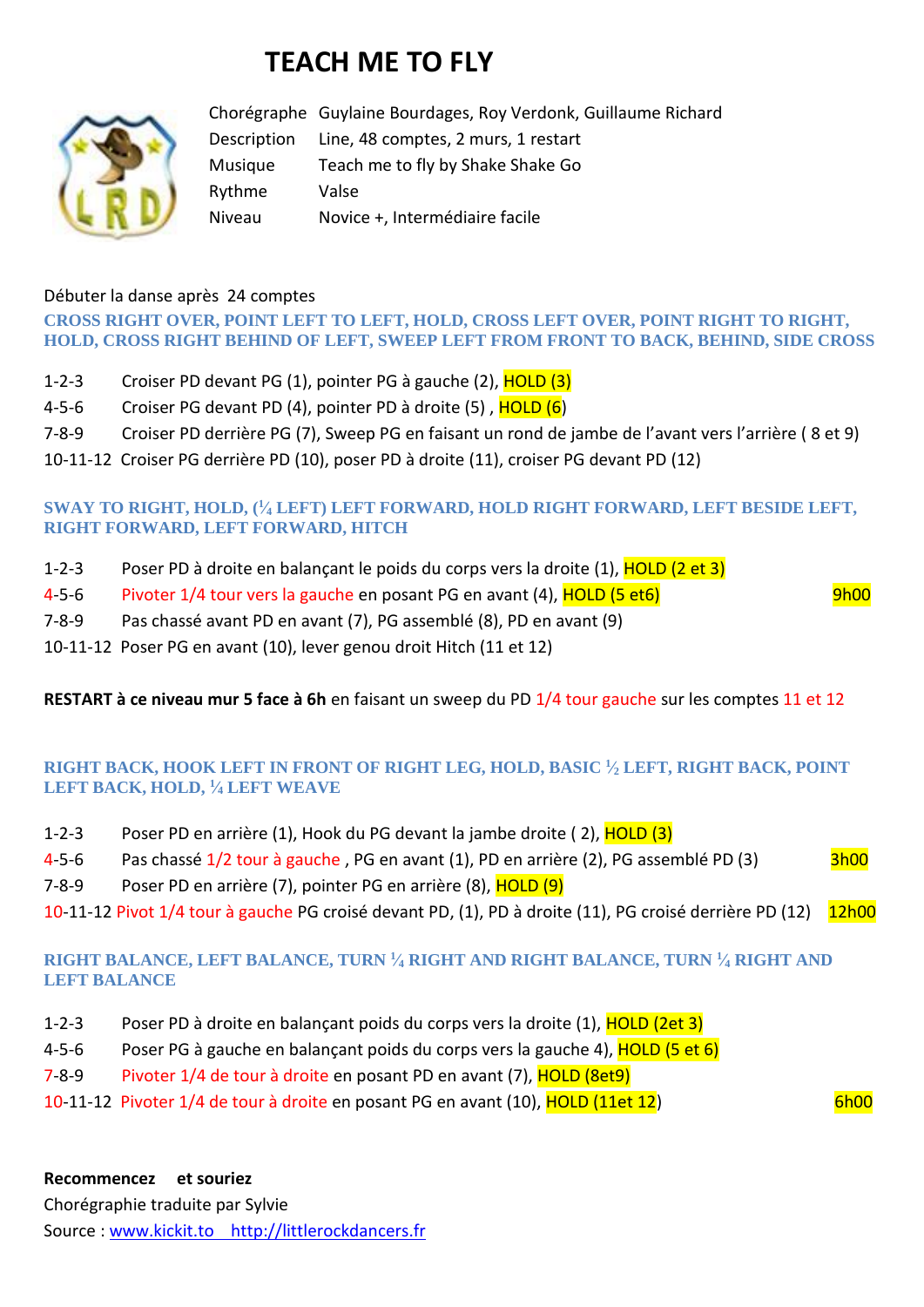# TEACH ME TO FLY

| | |
|---|---|
| Chorégraphe | Guylaine Bourdages, Roy Verdonk, Guillaume Richard |
| Description | Line, 48 comptes, 2 murs, 1 restart |
| Musique | Teach me to fly by Shake Shake Go |
| Rythme | Valse |
| Niveau | Novice +, Intermédiaire facile |

Débuter la danse après 24 comptes

**CROSS RIGHT OVER, POINT LEFT TO LEFT, HOLD, CROSS LEFT OVER, POINT RIGHT TO RIGHT, HOLD, CROSS RIGHT BEHIND OF LEFT, SWEEP LEFT FROM FRONT TO BACK, BEHIND, SIDE CROSS**

1-2-3 Croiser PD devant PG (1), pointer PG à gauche (2), HOLD (3)
4-5-6 Croiser PG devant PD (4), pointer PD à droite (5) , HOLD (6)
7-8-9 Croiser PD derrière PG (7), Sweep PG en faisant un rond de jambe de l'avant vers l'arrière ( 8 et 9)
10-11-12 Croiser PG derrière PD (10), poser PD à droite (11), croiser PG devant PD (12)

**SWAY TO RIGHT, HOLD, (¼ LEFT) LEFT FORWARD, HOLD RIGHT FORWARD, LEFT BESIDE LEFT, RIGHT FORWARD, LEFT FORWARD, HITCH**

1-2-3 Poser PD à droite en balançant le poids du corps vers la droite (1), HOLD (2 et 3)
4-5-6 Pivoter 1/4 tour vers la gauche en posant PG en avant (4), HOLD (5 et6) 9h00
7-8-9 Pas chassé avant PD en avant (7), PG assemblé (8), PD en avant (9)
10-11-12 Poser PG en avant (10), lever genou droit Hitch (11 et 12)

**RESTART à ce niveau mur 5 face à 6h** en faisant un sweep du PD 1/4 tour gauche sur les comptes 11 et 12

**RIGHT BACK, HOOK LEFT IN FRONT OF RIGHT LEG, HOLD, BASIC ½ LEFT, RIGHT BACK, POINT LEFT BACK, HOLD, ¼ LEFT WEAVE**

1-2-3 Poser PD en arrière (1), Hook du PG devant la jambe droite ( 2), HOLD (3)
4-5-6 Pas chassé 1/2 tour à gauche , PG en avant (1), PD en arrière (2), PG assemblé PD (3) 3h00
7-8-9 Poser PD en arrière (7), pointer PG en arrière (8), HOLD (9)
10-11-12 Pivot 1/4 tour à gauche PG croisé devant PD, (1), PD à droite (11), PG croisé derrière PD (12) 12h00

**RIGHT BALANCE, LEFT BALANCE, TURN ¼ RIGHT AND RIGHT BALANCE, TURN ¼ RIGHT AND LEFT BALANCE**

1-2-3 Poser PD à droite en balançant poids du corps vers la droite (1), HOLD (2et 3)
4-5-6 Poser PG à gauche en balançant poids du corps vers la gauche 4), HOLD (5 et 6)
7-8-9 Pivoter 1/4 de tour à droite en posant PD en avant (7), HOLD (8et9)
10-11-12 Pivoter 1/4 de tour à droite en posant PG en avant (10), HOLD (11et 12) 6h00

**Recommencez et souriez**
Chorégraphie traduite par Sylvie
Source : www.kickit.to http://littlerockdancers.fr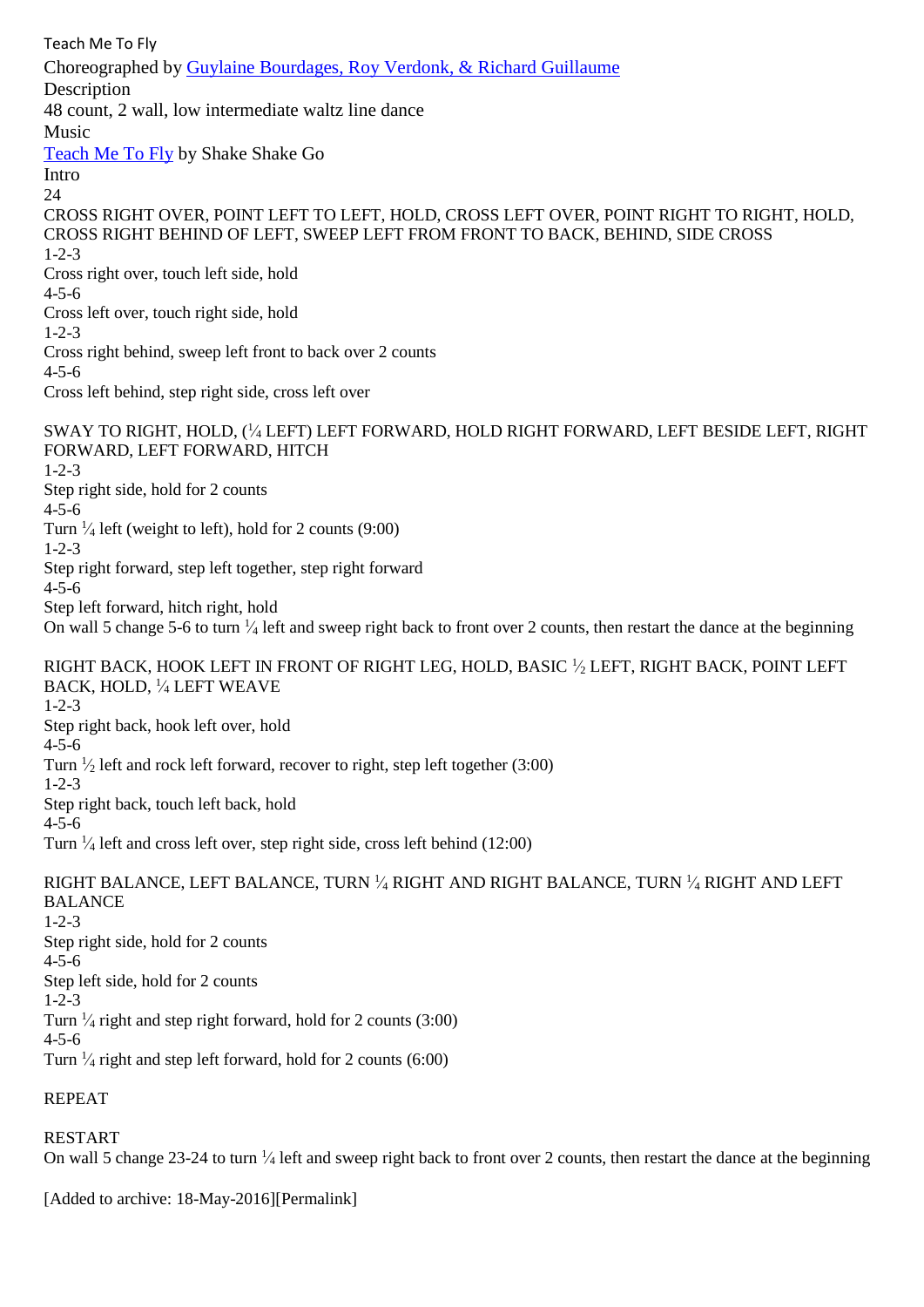Teach Me To Fly

Choreographed by [Guylaine Bourdages, Roy Verdonk, & Richard Guillaume]

Description

48 count, 2 wall, low intermediate waltz line dance

Music

[Teach Me To Fly] by Shake Shake Go

Intro

24

CROSS RIGHT OVER, POINT LEFT TO LEFT, HOLD, CROSS LEFT OVER, POINT RIGHT TO RIGHT, HOLD, CROSS RIGHT BEHIND OF LEFT, SWEEP LEFT FROM FRONT TO BACK, BEHIND, SIDE CROSS

1-2-3

Cross right over, touch left side, hold

4-5-6

Cross left over, touch right side, hold

1-2-3

Cross right behind, sweep left front to back over 2 counts

4-5-6

Cross left behind, step right side, cross left over

SWAY TO RIGHT, HOLD, (¼ LEFT) LEFT FORWARD, HOLD RIGHT FORWARD, LEFT BESIDE LEFT, RIGHT FORWARD, LEFT FORWARD, HITCH

1-2-3

Step right side, hold for 2 counts

4-5-6

Turn ¼ left (weight to left), hold for 2 counts (9:00)

1-2-3

Step right forward, step left together, step right forward

4-5-6

Step left forward, hitch right, hold

On wall 5 change 5-6 to turn ¼ left and sweep right back to front over 2 counts, then restart the dance at the beginning

RIGHT BACK, HOOK LEFT IN FRONT OF RIGHT LEG, HOLD, BASIC ½ LEFT, RIGHT BACK, POINT LEFT BACK, HOLD, ¼ LEFT WEAVE

1-2-3

Step right back, hook left over, hold

4-5-6

Turn ½ left and rock left forward, recover to right, step left together (3:00)

1-2-3

Step right back, touch left back, hold

4-5-6

Turn ¼ left and cross left over, step right side, cross left behind (12:00)

RIGHT BALANCE, LEFT BALANCE, TURN ¼ RIGHT AND RIGHT BALANCE, TURN ¼ RIGHT AND LEFT BALANCE

1-2-3

Step right side, hold for 2 counts

4-5-6

Step left side, hold for 2 counts

1-2-3

Turn ¼ right and step right forward, hold for 2 counts (3:00)

4-5-6

Turn ¼ right and step left forward, hold for 2 counts (6:00)

REPEAT

RESTART

On wall 5 change 23-24 to turn ¼ left and sweep right back to front over 2 counts, then restart the dance at the beginning

[Added to archive: 18-May-2016][Permalink]